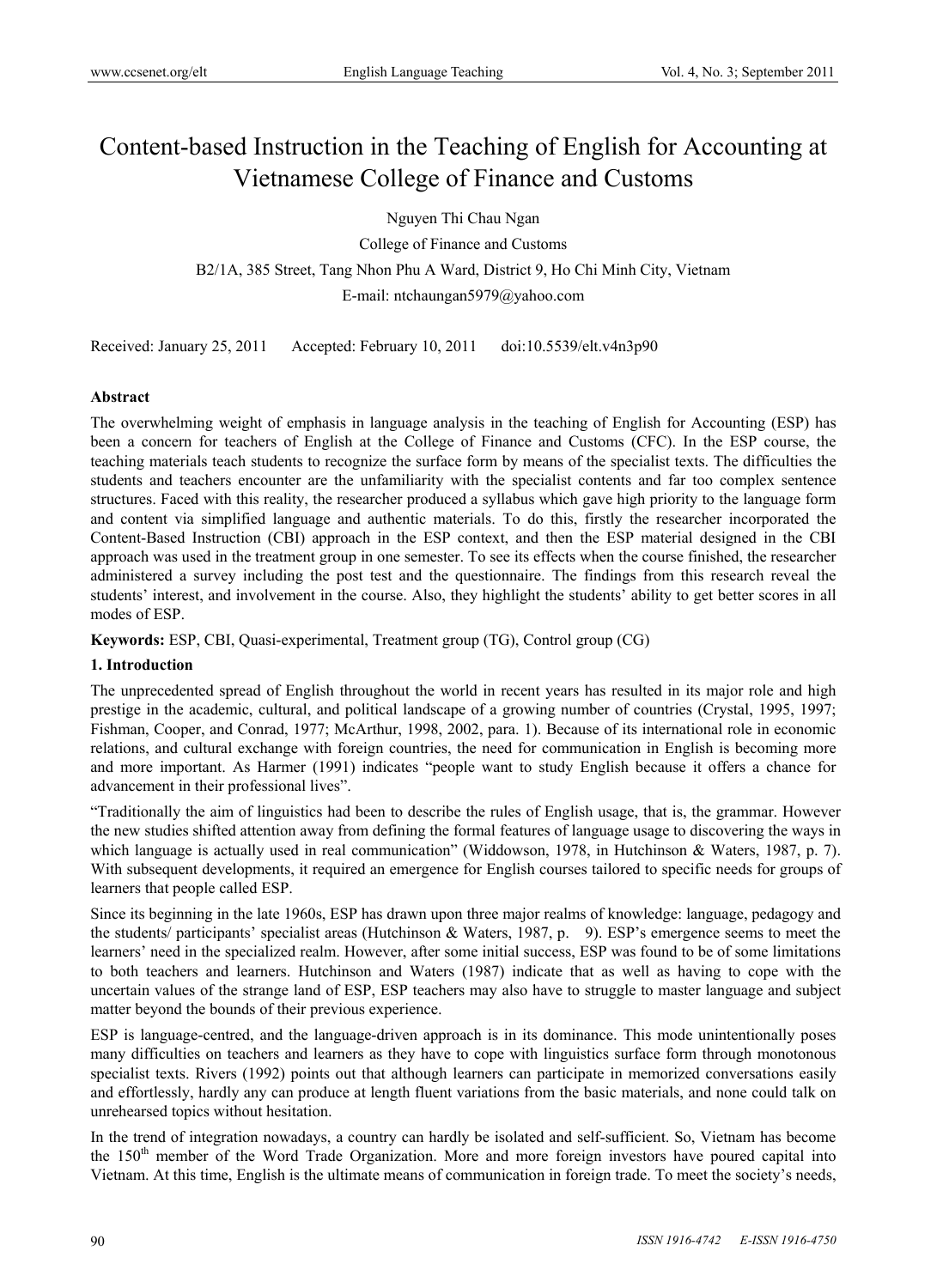# Content-based Instruction in the Teaching of English for Accounting at Vietnamese College of Finance and Customs

Nguyen Thi Chau Ngan

College of Finance and Customs

B2/1A, 385 Street, Tang Nhon Phu A Ward, District 9, Ho Chi Minh City, Vietnam

E-mail: ntchaungan5979@yahoo.com

Received: January 25, 2011 Accepted: February 10, 2011 doi:10.5539/elt.v4n3p90

**Abstract**

The overwhelming weight of emphasis in language analysis in the teaching of English for Accounting (ESP) has been a concern for teachers of English at the College of Finance and Customs (CFC). In the ESP course, the teaching materials teach students to recognize the surface form by means of the specialist texts. The difficulties the students and teachers encounter are the unfamiliarity with the specialist contents and far too complex sentence structures. Faced with this reality, the researcher produced a syllabus which gave high priority to the language form and content via simplified language and authentic materials. To do this, firstly the researcher incorporated the Content-Based Instruction (CBI) approach in the ESP context, and then the ESP material designed in the CBI approach was used in the treatment group in one semester. To see its effects when the course finished, the researcher administered a survey including the post test and the questionnaire. The findings from this research reveal the students' interest, and involvement in the course. Also, they highlight the students' ability to get better scores in all modes of ESP.

**Keywords:** ESP, CBI, Quasi-experimental, Treatment group (TG), Control group (CG)

## 1. Introduction

The unprecedented spread of English throughout the world in recent years has resulted in its major role and high prestige in the academic, cultural, and political landscape of a growing number of countries (Crystal, 1995, 1997; Fishman, Cooper, and Conrad, 1977; McArthur, 1998, 2002, para. 1). Because of its international role in economic relations, and cultural exchange with foreign countries, the need for communication in English is becoming more and more important. As Harmer (1991) indicates "people want to study English because it offers a chance for advancement in their professional lives".

"Traditionally the aim of linguistics had been to describe the rules of English usage, that is, the grammar. However the new studies shifted attention away from defining the formal features of language usage to discovering the ways in which language is actually used in real communication" (Widdowson, 1978, in Hutchinson & Waters, 1987, p. 7). With subsequent developments, it required an emergence for English courses tailored to specific needs for groups of learners that people called ESP.

Since its beginning in the late 1960s, ESP has drawn upon three major realms of knowledge: language, pedagogy and the students/ participants' specialist areas (Hutchinson & Waters, 1987, p. 9). ESP's emergence seems to meet the learners' need in the specialized realm. However, after some initial success, ESP was found to be of some limitations to both teachers and learners. Hutchinson and Waters (1987) indicate that as well as having to cope with the uncertain values of the strange land of ESP, ESP teachers may also have to struggle to master language and subject matter beyond the bounds of their previous experience.

ESP is language-centred, and the language-driven approach is in its dominance. This mode unintentionally poses many difficulties on teachers and learners as they have to cope with linguistics surface form through monotonous specialist texts. Rivers (1992) points out that although learners can participate in memorized conversations easily and effortlessly, hardly any can produce at length fluent variations from the basic materials, and none could talk on unrehearsed topics without hesitation.

In the trend of integration nowadays, a country can hardly be isolated and self-sufficient. So, Vietnam has become the 150th member of the Word Trade Organization. More and more foreign investors have poured capital into Vietnam. At this time, English is the ultimate means of communication in foreign trade. To meet the society's needs,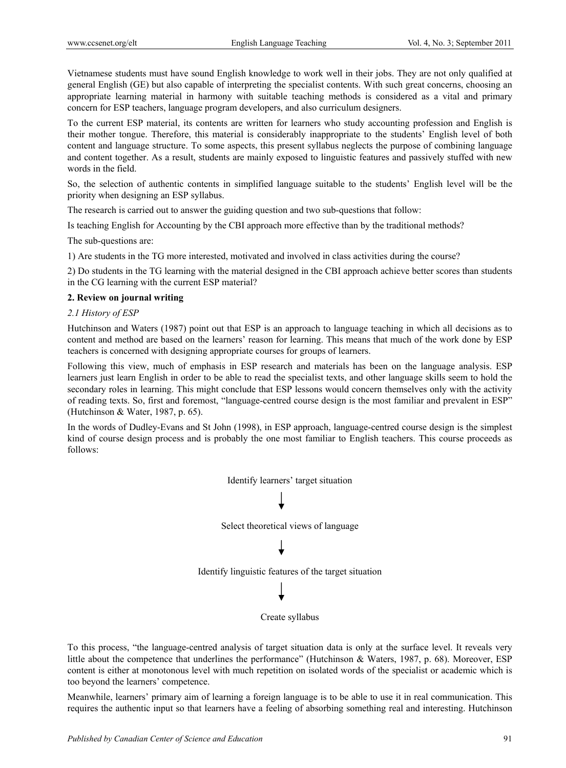Vietnamese students must have sound English knowledge to work well in their jobs. They are not only qualified at general English (GE) but also capable of interpreting the specialist contents. With such great concerns, choosing an appropriate learning material in harmony with suitable teaching methods is considered as a vital and primary concern for ESP teachers, language program developers, and also curriculum designers.

To the current ESP material, its contents are written for learners who study accounting profession and English is their mother tongue. Therefore, this material is considerably inappropriate to the students' English level of both content and language structure. To some aspects, this present syllabus neglects the purpose of combining language and content together. As a result, students are mainly exposed to linguistic features and passively stuffed with new words in the field.

So, the selection of authentic contents in simplified language suitable to the students' English level will be the priority when designing an ESP syllabus.

The research is carried out to answer the guiding question and two sub-questions that follow:

Is teaching English for Accounting by the CBI approach more effective than by the traditional methods?

The sub-questions are:

1) Are students in the TG more interested, motivated and involved in class activities during the course?

2) Do students in the TG learning with the material designed in the CBI approach achieve better scores than students in the CG learning with the current ESP material?

## 2. Review on journal writing

### *2.1 History of ESP*

Hutchinson and Waters (1987) point out that ESP is an approach to language teaching in which all decisions as to content and method are based on the learners' reason for learning. This means that much of the work done by ESP teachers is concerned with designing appropriate courses for groups of learners.

Following this view, much of emphasis in ESP research and materials has been on the language analysis. ESP learners just learn English in order to be able to read the specialist texts, and other language skills seem to hold the secondary roles in learning. This might conclude that ESP lessons would concern themselves only with the activity of reading texts. So, first and foremost, "language-centred course design is the most familiar and prevalent in ESP" (Hutchinson & Water, 1987, p. 65).

In the words of Dudley-Evans and St John (1998), in ESP approach, language-centred course design is the simplest kind of course design process and is probably the one most familiar to English teachers. This course proceeds as follows:

Identify learners' target situation

↓

Select theoretical views of language

↓

Identify linguistic features of the target situation

↓

Create syllabus

To this process, "the language-centred analysis of target situation data is only at the surface level. It reveals very little about the competence that underlines the performance" (Hutchinson & Waters, 1987, p. 68). Moreover, ESP content is either at monotonous level with much repetition on isolated words of the specialist or academic which is too beyond the learners' competence.

Meanwhile, learners' primary aim of learning a foreign language is to be able to use it in real communication. This requires the authentic input so that learners have a feeling of absorbing something real and interesting. Hutchinson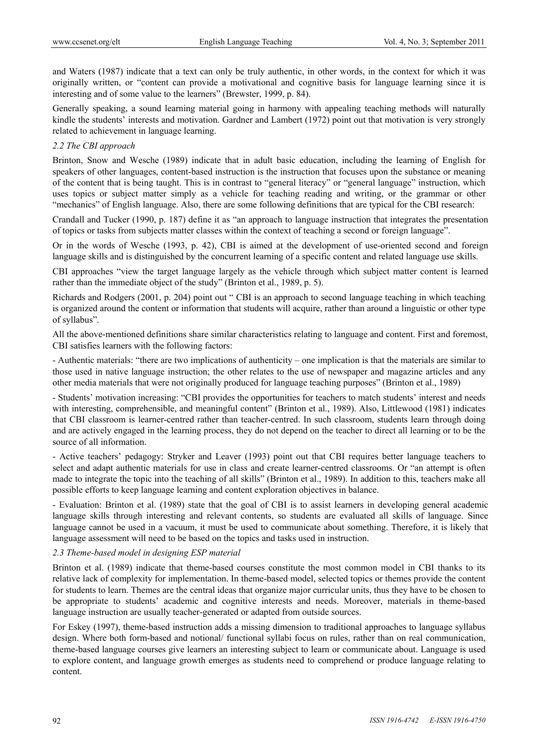and Waters (1987) indicate that a text can only be truly authentic, in other words, in the context for which it was originally written, or "content can provide a motivational and cognitive basis for language learning since it is interesting and of some value to the learners" (Brewster, 1999, p. 84).

Generally speaking, a sound learning material going in harmony with appealing teaching methods will naturally kindle the students' interests and motivation. Gardner and Lambert (1972) point out that motivation is very strongly related to achievement in language learning.

### *2.2 The CBI approach*

Brinton, Snow and Wesche (1989) indicate that in adult basic education, including the learning of English for speakers of other languages, content-based instruction is the instruction that focuses upon the substance or meaning of the content that is being taught. This is in contrast to "general literacy" or "general language" instruction, which uses topics or subject matter simply as a vehicle for teaching reading and writing, or the grammar or other "mechanics" of English language. Also, there are some following definitions that are typical for the CBI research:

Crandall and Tucker (1990, p. 187) define it as "an approach to language instruction that integrates the presentation of topics or tasks from subjects matter classes within the context of teaching a second or foreign language".

Or in the words of Wesche (1993, p. 42), CBI is aimed at the development of use-oriented second and foreign language skills and is distinguished by the concurrent learning of a specific content and related language use skills.

CBI approaches "view the target language largely as the vehicle through which subject matter content is learned rather than the immediate object of the study" (Brinton et al., 1989, p. 5).

Richards and Rodgers (2001, p. 204) point out " CBI is an approach to second language teaching in which teaching is organized around the content or information that students will acquire, rather than around a linguistic or other type of syllabus".

All the above-mentioned definitions share similar characteristics relating to language and content. First and foremost, CBI satisfies learners with the following factors:

- Authentic materials: "there are two implications of authenticity – one implication is that the materials are similar to those used in native language instruction; the other relates to the use of newspaper and magazine articles and any other media materials that were not originally produced for language teaching purposes" (Brinton et al., 1989)

- Students' motivation increasing: "CBI provides the opportunities for teachers to match students' interest and needs with interesting, comprehensible, and meaningful content" (Brinton et al., 1989). Also, Littlewood (1981) indicates that CBI classroom is learner-centred rather than teacher-centred. In such classroom, students learn through doing and are actively engaged in the learning process, they do not depend on the teacher to direct all learning or to be the source of all information.

- Active teachers' pedagogy: Stryker and Leaver (1993) point out that CBI requires better language teachers to select and adapt authentic materials for use in class and create learner-centred classrooms. Or "an attempt is often made to integrate the topic into the teaching of all skills" (Brinton et al., 1989). In addition to this, teachers make all possible efforts to keep language learning and content exploration objectives in balance.

- Evaluation: Brinton et al. (1989) state that the goal of CBI is to assist learners in developing general academic language skills through interesting and relevant contents, so students are evaluated all skills of language. Since language cannot be used in a vacuum, it must be used to communicate about something. Therefore, it is likely that language assessment will need to be based on the topics and tasks used in instruction.

### *2.3 Theme-based model in designing ESP material*

Brinton et al. (1989) indicate that theme-based courses constitute the most common model in CBI thanks to its relative lack of complexity for implementation. In theme-based model, selected topics or themes provide the content for students to learn. Themes are the central ideas that organize major curricular units, thus they have to be chosen to be appropriate to students' academic and cognitive interests and needs. Moreover, materials in theme-based language instruction are usually teacher-generated or adapted from outside sources.

For Eskey (1997), theme-based instruction adds a missing dimension to traditional approaches to language syllabus design. Where both form-based and notional/ functional syllabi focus on rules, rather than on real communication, theme-based language courses give learners an interesting subject to learn or communicate about. Language is used to explore content, and language growth emerges as students need to comprehend or produce language relating to content.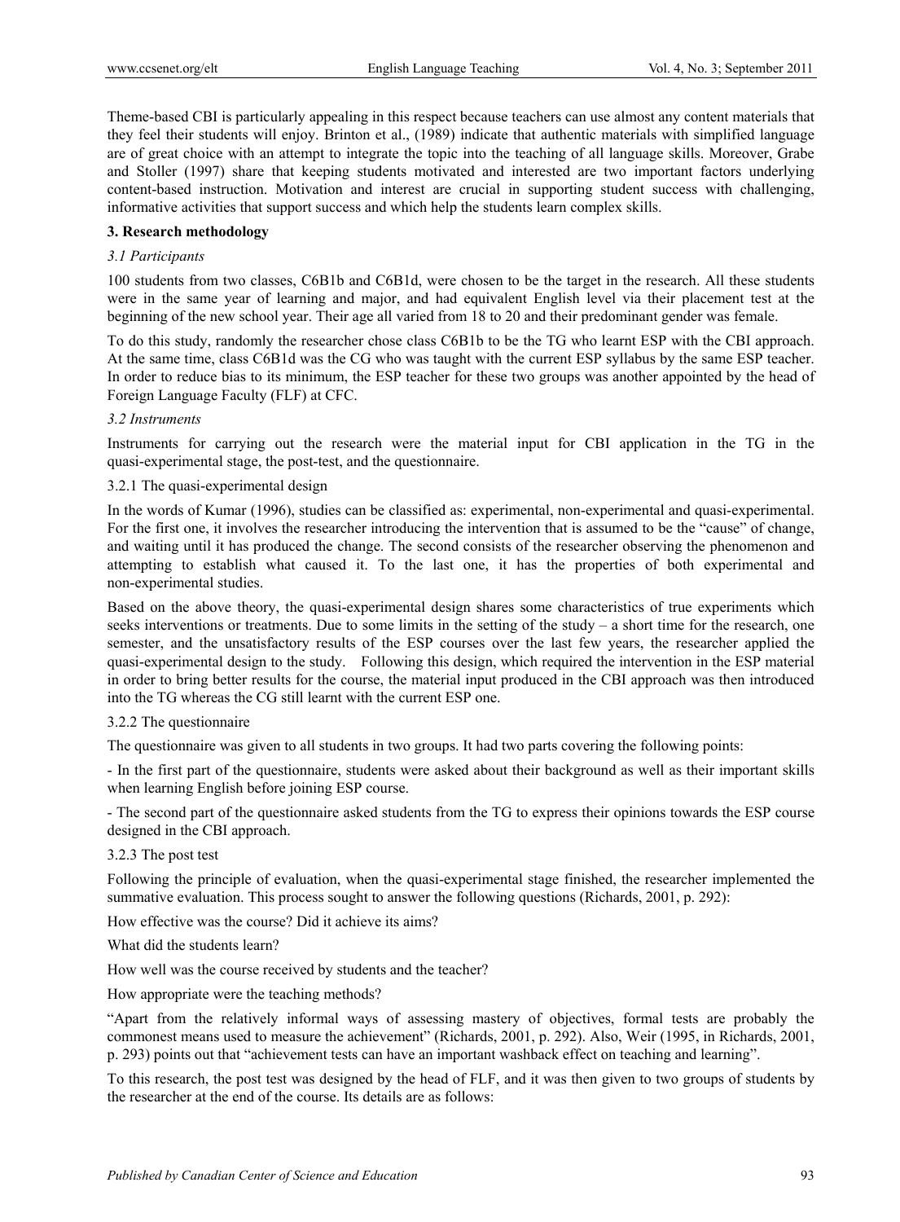Theme-based CBI is particularly appealing in this respect because teachers can use almost any content materials that they feel their students will enjoy. Brinton et al., (1989) indicate that authentic materials with simplified language are of great choice with an attempt to integrate the topic into the teaching of all language skills. Moreover, Grabe and Stoller (1997) share that keeping students motivated and interested are two important factors underlying content-based instruction. Motivation and interest are crucial in supporting student success with challenging, informative activities that support success and which help the students learn complex skills.

## 3. Research methodology

### *3.1 Participants*

100 students from two classes, C6B1b and C6B1d, were chosen to be the target in the research. All these students were in the same year of learning and major, and had equivalent English level via their placement test at the beginning of the new school year. Their age all varied from 18 to 20 and their predominant gender was female.

To do this study, randomly the researcher chose class C6B1b to be the TG who learnt ESP with the CBI approach. At the same time, class C6B1d was the CG who was taught with the current ESP syllabus by the same ESP teacher. In order to reduce bias to its minimum, the ESP teacher for these two groups was another appointed by the head of Foreign Language Faculty (FLF) at CFC.

### *3.2 Instruments*

Instruments for carrying out the research were the material input for CBI application in the TG in the quasi-experimental stage, the post-test, and the questionnaire.

#### 3.2.1 The quasi-experimental design

In the words of Kumar (1996), studies can be classified as: experimental, non-experimental and quasi-experimental. For the first one, it involves the researcher introducing the intervention that is assumed to be the "cause" of change, and waiting until it has produced the change. The second consists of the researcher observing the phenomenon and attempting to establish what caused it. To the last one, it has the properties of both experimental and non-experimental studies.

Based on the above theory, the quasi-experimental design shares some characteristics of true experiments which seeks interventions or treatments. Due to some limits in the setting of the study – a short time for the research, one semester, and the unsatisfactory results of the ESP courses over the last few years, the researcher applied the quasi-experimental design to the study. Following this design, which required the intervention in the ESP material in order to bring better results for the course, the material input produced in the CBI approach was then introduced into the TG whereas the CG still learnt with the current ESP one.

#### 3.2.2 The questionnaire

The questionnaire was given to all students in two groups. It had two parts covering the following points:

- In the first part of the questionnaire, students were asked about their background as well as their important skills when learning English before joining ESP course.

- The second part of the questionnaire asked students from the TG to express their opinions towards the ESP course designed in the CBI approach.

#### 3.2.3 The post test

Following the principle of evaluation, when the quasi-experimental stage finished, the researcher implemented the summative evaluation. This process sought to answer the following questions (Richards, 2001, p. 292):

How effective was the course? Did it achieve its aims?

What did the students learn?

How well was the course received by students and the teacher?

How appropriate were the teaching methods?

"Apart from the relatively informal ways of assessing mastery of objectives, formal tests are probably the commonest means used to measure the achievement" (Richards, 2001, p. 292). Also, Weir (1995, in Richards, 2001, p. 293) points out that "achievement tests can have an important washback effect on teaching and learning".

To this research, the post test was designed by the head of FLF, and it was then given to two groups of students by the researcher at the end of the course. Its details are as follows: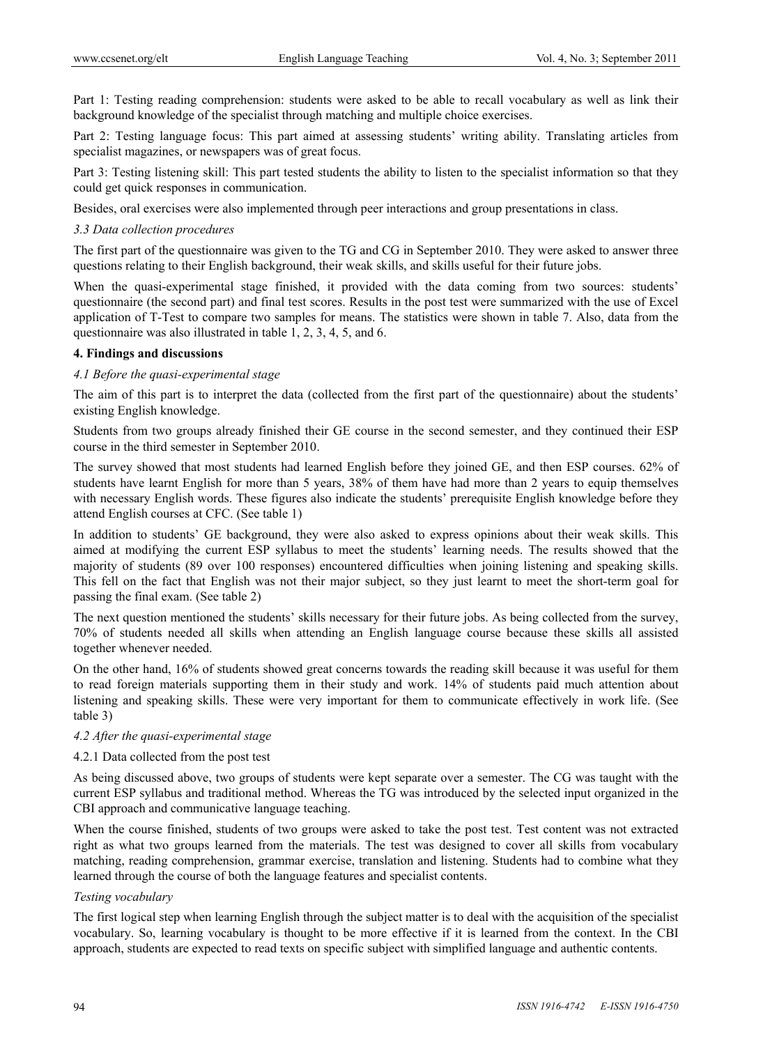Part 1: Testing reading comprehension: students were asked to be able to recall vocabulary as well as link their background knowledge of the specialist through matching and multiple choice exercises.

Part 2: Testing language focus: This part aimed at assessing students' writing ability. Translating articles from specialist magazines, or newspapers was of great focus.

Part 3: Testing listening skill: This part tested students the ability to listen to the specialist information so that they could get quick responses in communication.

Besides, oral exercises were also implemented through peer interactions and group presentations in class.

### *3.3 Data collection procedures*

The first part of the questionnaire was given to the TG and CG in September 2010. They were asked to answer three questions relating to their English background, their weak skills, and skills useful for their future jobs.

When the quasi-experimental stage finished, it provided with the data coming from two sources: students' questionnaire (the second part) and final test scores. Results in the post test were summarized with the use of Excel application of T-Test to compare two samples for means. The statistics were shown in table 7. Also, data from the questionnaire was also illustrated in table 1, 2, 3, 4, 5, and 6.

## **4. Findings and discussions**

### *4.1 Before the quasi-experimental stage*

The aim of this part is to interpret the data (collected from the first part of the questionnaire) about the students' existing English knowledge.

Students from two groups already finished their GE course in the second semester, and they continued their ESP course in the third semester in September 2010.

The survey showed that most students had learned English before they joined GE, and then ESP courses. 62% of students have learnt English for more than 5 years, 38% of them have had more than 2 years to equip themselves with necessary English words. These figures also indicate the students' prerequisite English knowledge before they attend English courses at CFC. (See table 1)

In addition to students' GE background, they were also asked to express opinions about their weak skills. This aimed at modifying the current ESP syllabus to meet the students' learning needs. The results showed that the majority of students (89 over 100 responses) encountered difficulties when joining listening and speaking skills. This fell on the fact that English was not their major subject, so they just learnt to meet the short-term goal for passing the final exam. (See table 2)

The next question mentioned the students' skills necessary for their future jobs. As being collected from the survey, 70% of students needed all skills when attending an English language course because these skills all assisted together whenever needed.

On the other hand, 16% of students showed great concerns towards the reading skill because it was useful for them to read foreign materials supporting them in their study and work. 14% of students paid much attention about listening and speaking skills. These were very important for them to communicate effectively in work life. (See table 3)

### *4.2 After the quasi-experimental stage*

#### 4.2.1 Data collected from the post test

As being discussed above, two groups of students were kept separate over a semester. The CG was taught with the current ESP syllabus and traditional method. Whereas the TG was introduced by the selected input organized in the CBI approach and communicative language teaching.

When the course finished, students of two groups were asked to take the post test. Test content was not extracted right as what two groups learned from the materials. The test was designed to cover all skills from vocabulary matching, reading comprehension, grammar exercise, translation and listening. Students had to combine what they learned through the course of both the language features and specialist contents.

*Testing vocabulary*

The first logical step when learning English through the subject matter is to deal with the acquisition of the specialist vocabulary. So, learning vocabulary is thought to be more effective if it is learned from the context. In the CBI approach, students are expected to read texts on specific subject with simplified language and authentic contents.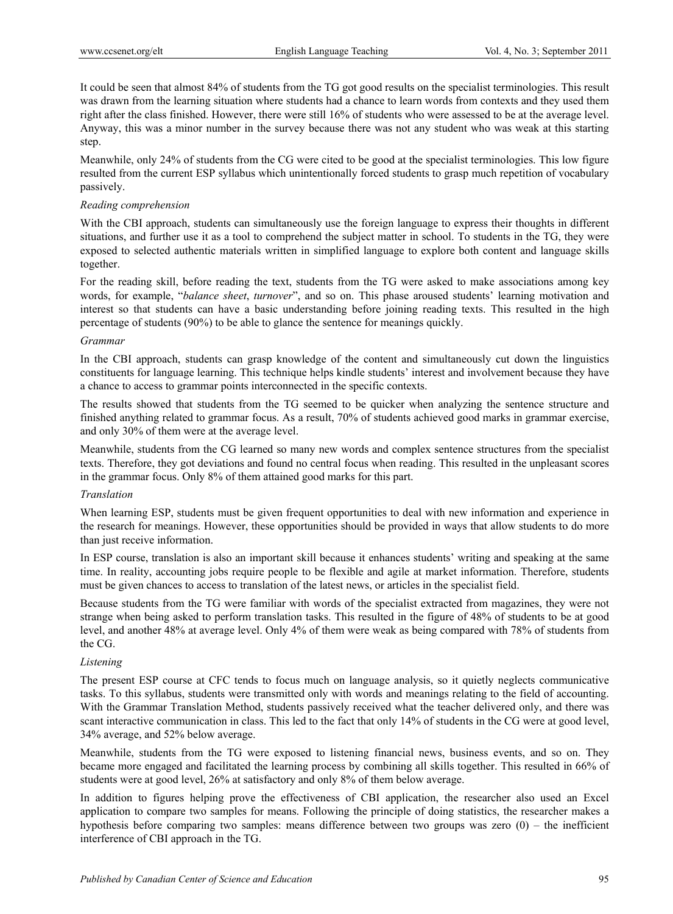It could be seen that almost 84% of students from the TG got good results on the specialist terminologies. This result was drawn from the learning situation where students had a chance to learn words from contexts and they used them right after the class finished. However, there were still 16% of students who were assessed to be at the average level. Anyway, this was a minor number in the survey because there was not any student who was weak at this starting step.

Meanwhile, only 24% of students from the CG were cited to be good at the specialist terminologies. This low figure resulted from the current ESP syllabus which unintentionally forced students to grasp much repetition of vocabulary passively.

*Reading comprehension*

With the CBI approach, students can simultaneously use the foreign language to express their thoughts in different situations, and further use it as a tool to comprehend the subject matter in school. To students in the TG, they were exposed to selected authentic materials written in simplified language to explore both content and language skills together.

For the reading skill, before reading the text, students from the TG were asked to make associations among key words, for example, "*balance sheet*, *turnover*", and so on. This phase aroused students' learning motivation and interest so that students can have a basic understanding before joining reading texts. This resulted in the high percentage of students (90%) to be able to glance the sentence for meanings quickly.

*Grammar*

In the CBI approach, students can grasp knowledge of the content and simultaneously cut down the linguistics constituents for language learning. This technique helps kindle students' interest and involvement because they have a chance to access to grammar points interconnected in the specific contexts.

The results showed that students from the TG seemed to be quicker when analyzing the sentence structure and finished anything related to grammar focus. As a result, 70% of students achieved good marks in grammar exercise, and only 30% of them were at the average level.

Meanwhile, students from the CG learned so many new words and complex sentence structures from the specialist texts. Therefore, they got deviations and found no central focus when reading. This resulted in the unpleasant scores in the grammar focus. Only 8% of them attained good marks for this part.

*Translation*

When learning ESP, students must be given frequent opportunities to deal with new information and experience in the research for meanings. However, these opportunities should be provided in ways that allow students to do more than just receive information.

In ESP course, translation is also an important skill because it enhances students' writing and speaking at the same time. In reality, accounting jobs require people to be flexible and agile at market information. Therefore, students must be given chances to access to translation of the latest news, or articles in the specialist field.

Because students from the TG were familiar with words of the specialist extracted from magazines, they were not strange when being asked to perform translation tasks. This resulted in the figure of 48% of students to be at good level, and another 48% at average level. Only 4% of them were weak as being compared with 78% of students from the CG.

*Listening*

The present ESP course at CFC tends to focus much on language analysis, so it quietly neglects communicative tasks. To this syllabus, students were transmitted only with words and meanings relating to the field of accounting. With the Grammar Translation Method, students passively received what the teacher delivered only, and there was scant interactive communication in class. This led to the fact that only 14% of students in the CG were at good level, 34% average, and 52% below average.

Meanwhile, students from the TG were exposed to listening financial news, business events, and so on. They became more engaged and facilitated the learning process by combining all skills together. This resulted in 66% of students were at good level, 26% at satisfactory and only 8% of them below average.

In addition to figures helping prove the effectiveness of CBI application, the researcher also used an Excel application to compare two samples for means. Following the principle of doing statistics, the researcher makes a hypothesis before comparing two samples: means difference between two groups was zero (0) – the inefficient interference of CBI approach in the TG.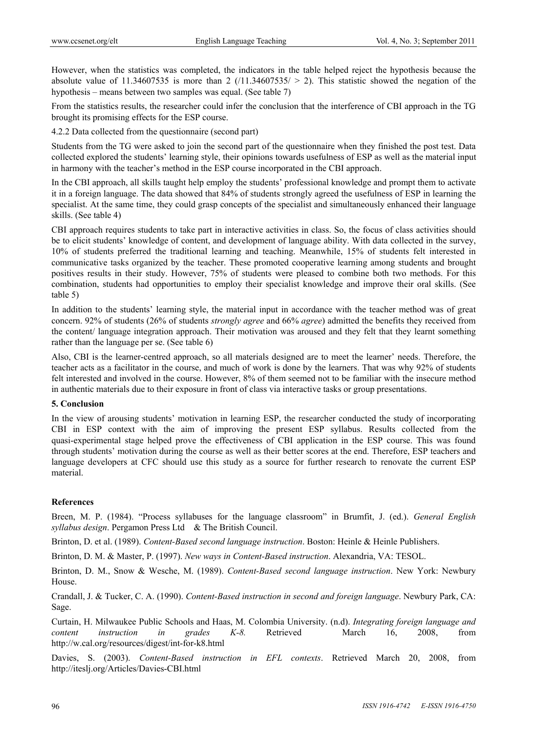However, when the statistics was completed, the indicators in the table helped reject the hypothesis because the absolute value of 11.34607535 is more than 2 ($|11.34607535| > 2$). This statistic showed the negation of the hypothesis – means between two samples was equal. (See table 7)

From the statistics results, the researcher could infer the conclusion that the interference of CBI approach in the TG brought its promising effects for the ESP course.

4.2.2 Data collected from the questionnaire (second part)

Students from the TG were asked to join the second part of the questionnaire when they finished the post test. Data collected explored the students' learning style, their opinions towards usefulness of ESP as well as the material input in harmony with the teacher's method in the ESP course incorporated in the CBI approach.

In the CBI approach, all skills taught help employ the students' professional knowledge and prompt them to activate it in a foreign language. The data showed that 84% of students strongly agreed the usefulness of ESP in learning the specialist. At the same time, they could grasp concepts of the specialist and simultaneously enhanced their language skills. (See table 4)

CBI approach requires students to take part in interactive activities in class. So, the focus of class activities should be to elicit students' knowledge of content, and development of language ability. With data collected in the survey, 10% of students preferred the traditional learning and teaching. Meanwhile, 15% of students felt interested in communicative tasks organized by the teacher. These promoted cooperative learning among students and brought positives results in their study. However, 75% of students were pleased to combine both two methods. For this combination, students had opportunities to employ their specialist knowledge and improve their oral skills. (See table 5)

In addition to the students' learning style, the material input in accordance with the teacher method was of great concern. 92% of students (26% of students *strongly agree* and 66% *agree*) admitted the benefits they received from the content/ language integration approach. Their motivation was aroused and they felt that they learnt something rather than the language per se. (See table 6)

Also, CBI is the learner-centred approach, so all materials designed are to meet the learner' needs. Therefore, the teacher acts as a facilitator in the course, and much of work is done by the learners. That was why 92% of students felt interested and involved in the course. However, 8% of them seemed not to be familiar with the insecure method in authentic materials due to their exposure in front of class via interactive tasks or group presentations.

## 5. Conclusion

In the view of arousing students' motivation in learning ESP, the researcher conducted the study of incorporating CBI in ESP context with the aim of improving the present ESP syllabus. Results collected from the quasi-experimental stage helped prove the effectiveness of CBI application in the ESP course. This was found through students' motivation during the course as well as their better scores at the end. Therefore, ESP teachers and language developers at CFC should use this study as a source for further research to renovate the current ESP material.

## References

Breen, M. P. (1984). "Process syllabuses for the language classroom" in Brumfit, J. (ed.). *General English syllabus design*. Pergamon Press Ltd & The British Council.

Brinton, D. et al. (1989). *Content-Based second language instruction*. Boston: Heinle & Heinle Publishers.

Brinton, D. M. & Master, P. (1997). *New ways in Content-Based instruction*. Alexandria, VA: TESOL.

Brinton, D. M., Snow & Wesche, M. (1989). *Content-Based second language instruction*. New York: Newbury House.

Crandall, J. & Tucker, C. A. (1990). *Content-Based instruction in second and foreign language*. Newbury Park, CA: Sage.

Curtain, H. Milwaukee Public Schools and Haas, M. Colombia University. (n.d). *Integrating foreign language and content instruction in grades K-8.* Retrieved March 16, 2008, from http://w.cal.org/resources/digest/int-for-k8.html

Davies, S. (2003). *Content-Based instruction in EFL contexts*. Retrieved March 20, 2008, from http://iteslj.org/Articles/Davies-CBI.html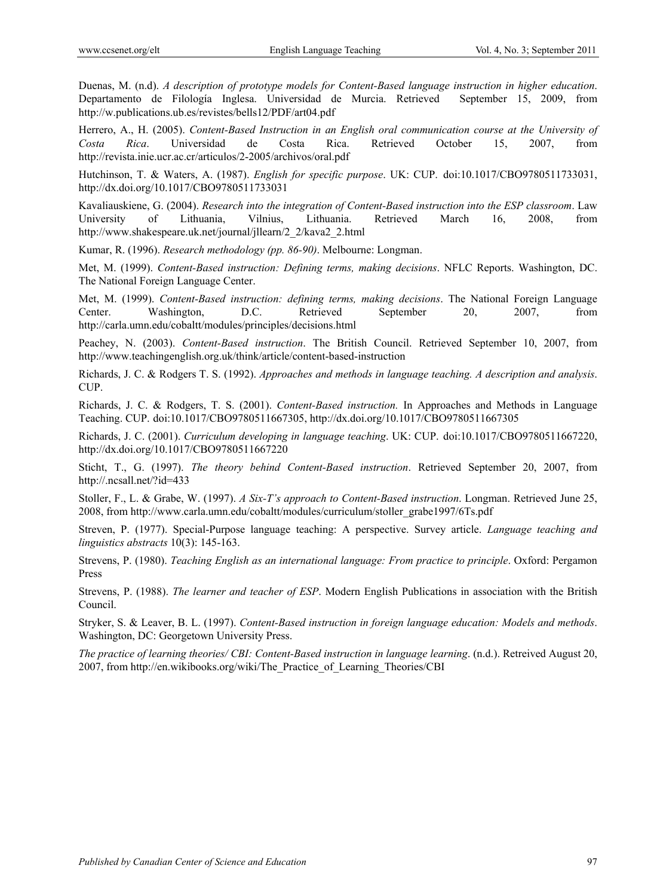Duenas, M. (n.d). *A description of prototype models for Content-Based language instruction in higher education*. Departamento de Filología Inglesa. Universidad de Murcia. Retrieved September 15, 2009, from http://w.publications.ub.es/revistes/bells12/PDF/art04.pdf

Herrero, A., H. (2005). *Content-Based Instruction in an English oral communication course at the University of Costa Rica*. Universidad de Costa Rica. Retrieved October 15, 2007, from http://revista.inie.ucr.ac.cr/articulos/2-2005/archivos/oral.pdf

Hutchinson, T. & Waters, A. (1987). *English for specific purpose*. UK: CUP. doi:10.1017/CBO9780511733031, http://dx.doi.org/10.1017/CBO9780511733031

Kavaliauskiene, G. (2004). *Research into the integration of Content-Based instruction into the ESP classroom*. Law University of Lithuania, Vilnius, Lithuania. Retrieved March 16, 2008, from http://www.shakespeare.uk.net/journal/jllearn/2_2/kava2_2.html

Kumar, R. (1996). *Research methodology (pp. 86-90)*. Melbourne: Longman.

Met, M. (1999). *Content-Based instruction: Defining terms, making decisions*. NFLC Reports. Washington, DC. The National Foreign Language Center.

Met, M. (1999). *Content-Based instruction: defining terms, making decisions*. The National Foreign Language Center. Washington, D.C. Retrieved September 20, 2007, from http://carla.umn.edu/cobaltt/modules/principles/decisions.html

Peachey, N. (2003). *Content-Based instruction*. The British Council. Retrieved September 10, 2007, from http://www.teachingenglish.org.uk/think/article/content-based-instruction

Richards, J. C. & Rodgers T. S. (1992). *Approaches and methods in language teaching. A description and analysis*. CUP.

Richards, J. C. & Rodgers, T. S. (2001). *Content-Based instruction.* In Approaches and Methods in Language Teaching. CUP. doi:10.1017/CBO9780511667305, http://dx.doi.org/10.1017/CBO9780511667305

Richards, J. C. (2001). *Curriculum developing in language teaching*. UK: CUP. doi:10.1017/CBO9780511667220, http://dx.doi.org/10.1017/CBO9780511667220

Sticht, T., G. (1997). *The theory behind Content-Based instruction*. Retrieved September 20, 2007, from http://.ncsall.net/?id=433

Stoller, F., L. & Grabe, W. (1997). *A Six-T's approach to Content-Based instruction*. Longman. Retrieved June 25, 2008, from http://www.carla.umn.edu/cobaltt/modules/curriculum/stoller_grabe1997/6Ts.pdf

Streven, P. (1977). Special-Purpose language teaching: A perspective. Survey article. *Language teaching and linguistics abstracts* 10(3): 145-163.

Strevens, P. (1980). *Teaching English as an international language: From practice to principle*. Oxford: Pergamon Press

Strevens, P. (1988). *The learner and teacher of ESP*. Modern English Publications in association with the British Council.

Stryker, S. & Leaver, B. L. (1997). *Content-Based instruction in foreign language education: Models and methods*. Washington, DC: Georgetown University Press.

*The practice of learning theories/ CBI: Content-Based instruction in language learning*. (n.d.). Retreived August 20, 2007, from http://en.wikibooks.org/wiki/The_Practice_of_Learning_Theories/CBI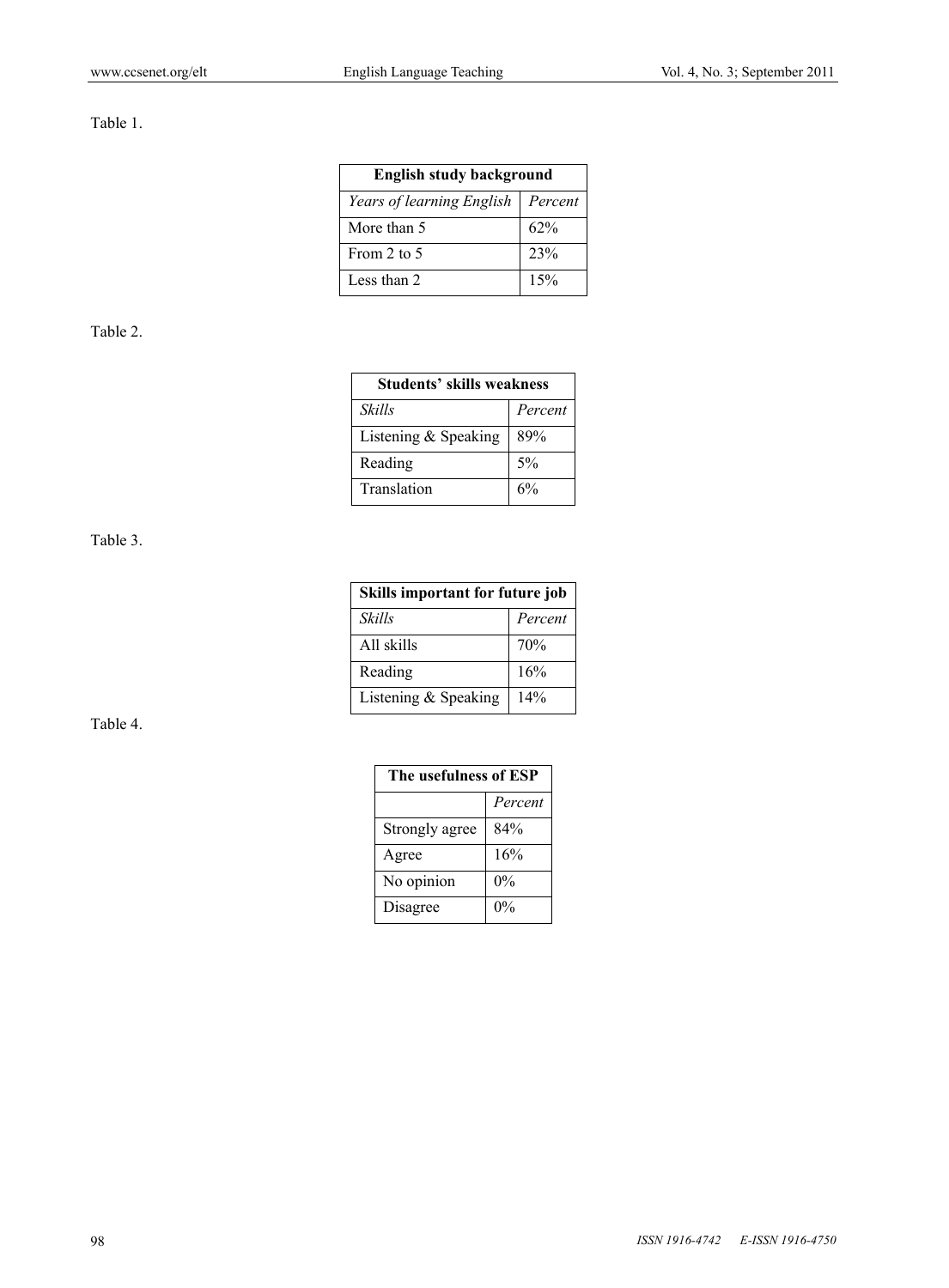Table 1.

| English study background | |
|---|---|
| *Years of learning English* | *Percent* |
| More than 5 | 62% |
| From 2 to 5 | 23% |
| Less than 2 | 15% |

Table 2.

| Students' skills weakness | |
|---|---|
| *Skills* | *Percent* |
| Listening & Speaking | 89% |
| Reading | 5% |
| Translation | 6% |

Table 3.

| Skills important for future job | |
|---|---|
| *Skills* | *Percent* |
| All skills | 70% |
| Reading | 16% |
| Listening & Speaking | 14% |

Table 4.

| The usefulness of ESP | |
|---|---|
| | *Percent* |
| Strongly agree | 84% |
| Agree | 16% |
| No opinion | 0% |
| Disagree | 0% |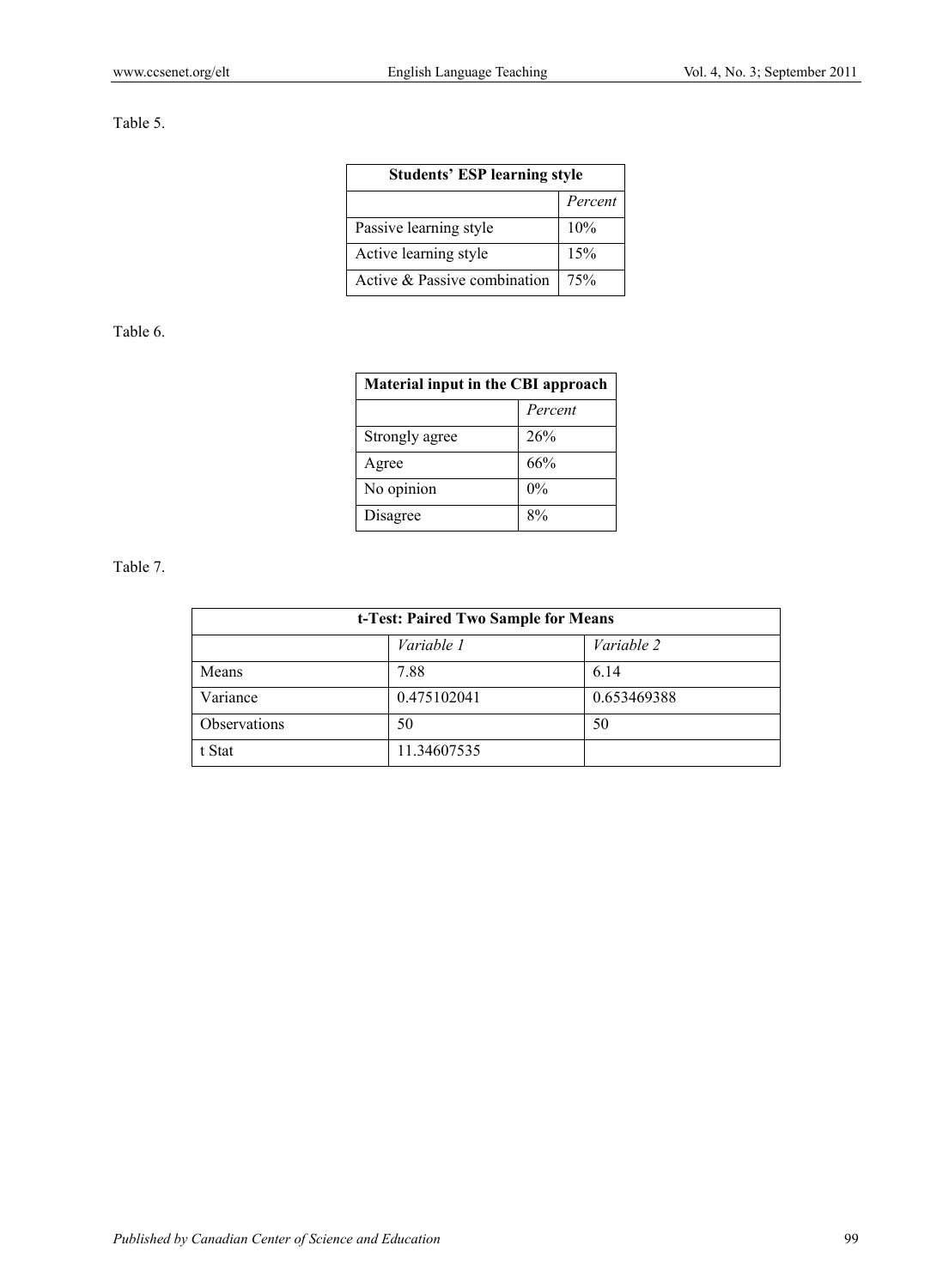Table 5.

| Students' ESP learning style | |
|---|---|
| | *Percent* |
| Passive learning style | 10% |
| Active learning style | 15% |
| Active & Passive combination | 75% |

Table 6.

| Material input in the CBI approach | |
|---|---|
| | *Percent* |
| Strongly agree | 26% |
| Agree | 66% |
| No opinion | 0% |
| Disagree | 8% |

Table 7.

| t-Test: Paired Two Sample for Means | | |
|---|---|---|
| | *Variable 1* | *Variable 2* |
| Means | 7.88 | 6.14 |
| Variance | 0.475102041 | 0.653469388 |
| Observations | 50 | 50 |
| t Stat | 11.34607535 | |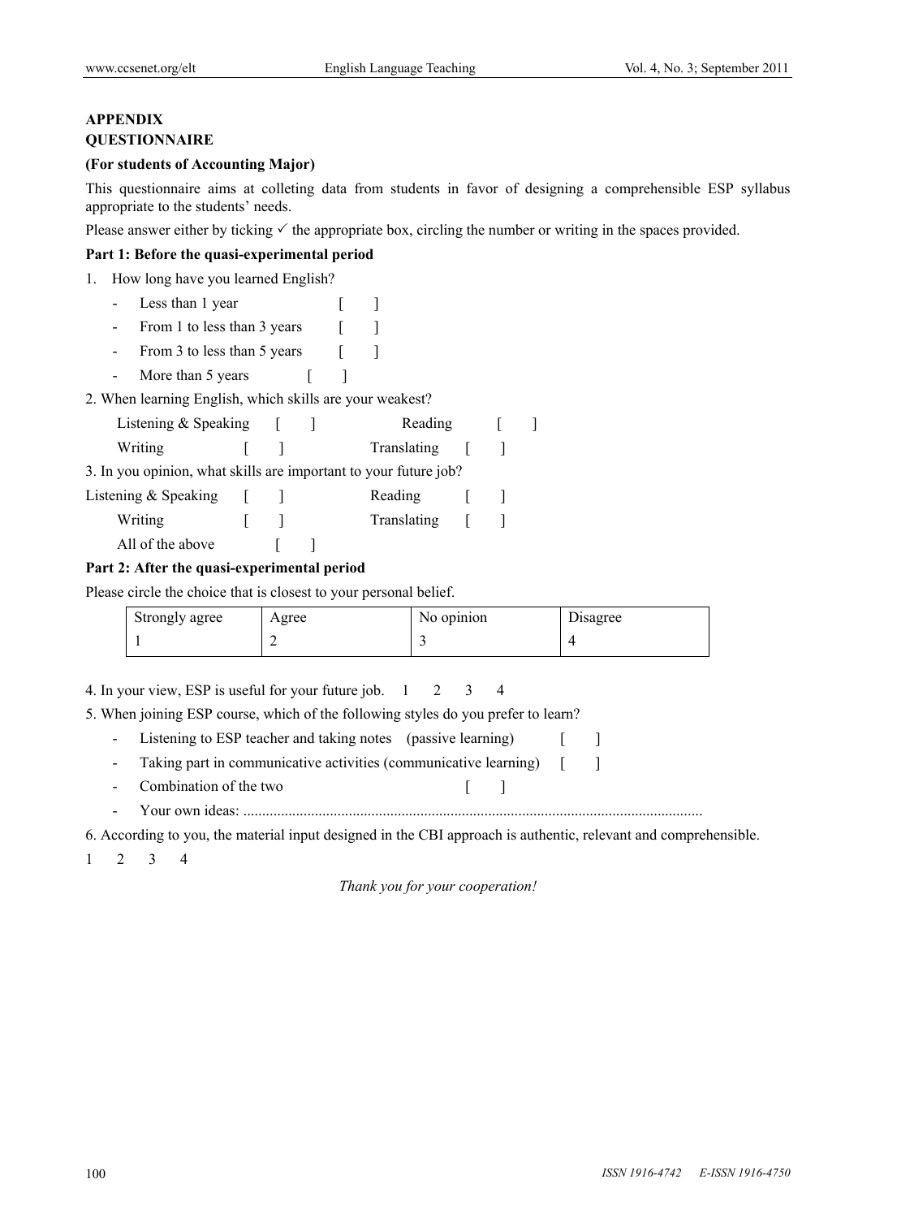## APPENDIX

## QUESTIONNAIRE

**(For students of Accounting Major)**

This questionnaire aims at colleting data from students in favor of designing a comprehensible ESP syllabus appropriate to the students' needs.

Please answer either by ticking ✓ the appropriate box, circling the number or writing in the spaces provided.

**Part 1: Before the quasi-experimental period**

1. How long have you learned English?
   - Less than 1 year [ ]
   - From 1 to less than 3 years [ ]
   - From 3 to less than 5 years [ ]
   - More than 5 years [ ]

2. When learning English, which skills are your weakest?

   Listening & Speaking [ ]  Reading [ ]

   Writing [ ]  Translating [ ]

3. In you opinion, what skills are important to your future job?

   Listening & Speaking [ ]  Reading [ ]

   Writing [ ]  Translating [ ]

   All of the above [ ]

**Part 2: After the quasi-experimental period**

Please circle the choice that is closest to your personal belief.

| Strongly agree | Agree | No opinion | Disagree |
|---|---|---|---|
| 1 | 2 | 3 | 4 |

4. In your view, ESP is useful for your future job. 1 2 3 4

5. When joining ESP course, which of the following styles do you prefer to learn?
   - Listening to ESP teacher and taking notes (passive learning) [ ]
   - Taking part in communicative activities (communicative learning) [ ]
   - Combination of the two [ ]
   - Your own ideas: ..........................................................................................................................

6. According to you, the material input designed in the CBI approach is authentic, relevant and comprehensible.

1 2 3 4

*Thank you for your cooperation!*